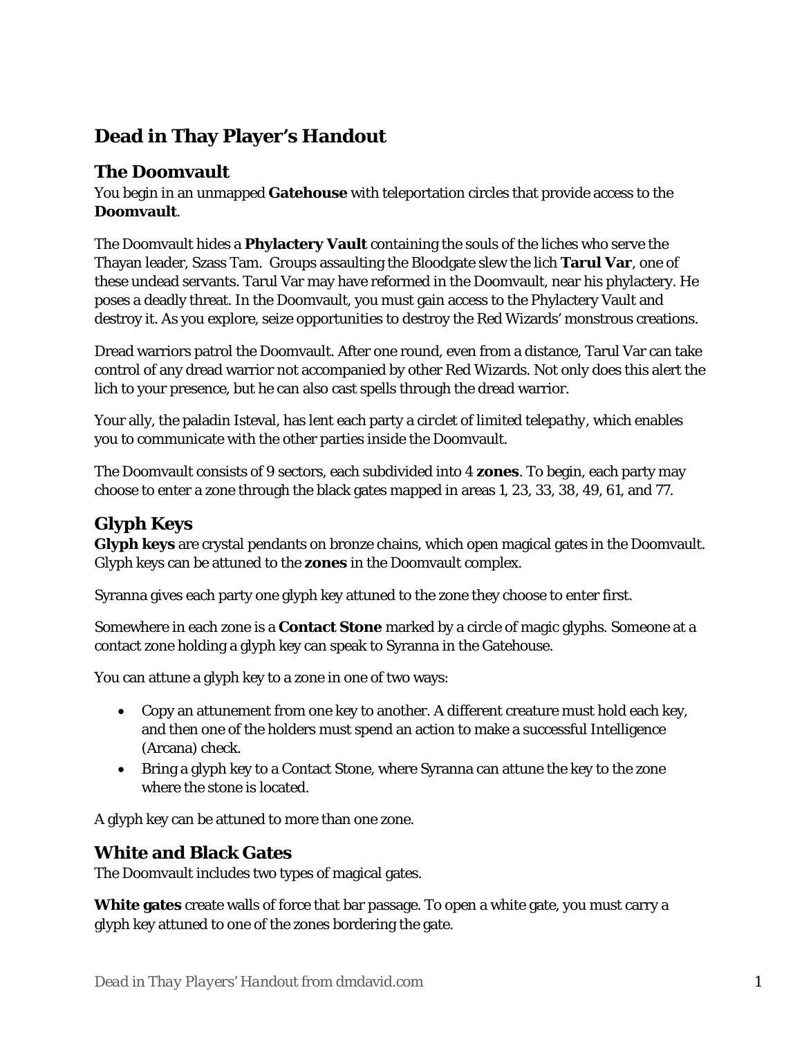# Dead in Thay Player's Handout

## The Doomvault

You begin in an unmapped **Gatehouse** with teleportation circles that provide access to the **Doomvault**.

The Doomvault hides a **Phylactery Vault** containing the souls of the liches who serve the Thayan leader, Szass Tam. Groups assaulting the Bloodgate slew the lich **Tarul Var**, one of these undead servants. Tarul Var may have reformed in the Doomvault, near his phylactery. He poses a deadly threat. In the Doomvault, you must gain access to the Phylactery Vault and destroy it. As you explore, seize opportunities to destroy the Red Wizards' monstrous creations.

Dread warriors patrol the Doomvault. After one round, even from a distance, Tarul Var can take control of any dread warrior not accompanied by other Red Wizards. Not only does this alert the lich to your presence, but he can also cast spells through the dread warrior.

Your ally, the paladin Isteval, has lent each party a *circlet of limited telepathy*, which enables you to communicate with the other parties inside the Doomvault.

The Doomvault consists of 9 sectors, each subdivided into 4 **zones**. To begin, each party may choose to enter a zone through the black gates mapped in areas 1, 23, 33, 38, 49, 61, and 77.

## Glyph Keys

**Glyph keys** are crystal pendants on bronze chains, which open magical gates in the Doomvault. Glyph keys can be attuned to the **zones** in the Doomvault complex.

Syranna gives each party one glyph key attuned to the zone they choose to enter first.

Somewhere in each zone is a **Contact Stone** marked by a circle of magic glyphs. Someone at a contact zone holding a glyph key can speak to Syranna in the Gatehouse.

You can attune a glyph key to a zone in one of two ways:

- Copy an attunement from one key to another. A different creature must hold each key, and then one of the holders must spend an action to make a successful Intelligence (Arcana) check.
- Bring a glyph key to a Contact Stone, where Syranna can attune the key to the zone where the stone is located.

A glyph key can be attuned to more than one zone.

## White and Black Gates

The Doomvault includes two types of magical gates.

**White gates** create walls of force that bar passage. To open a white gate, you must carry a glyph key attuned to one of the zones bordering the gate.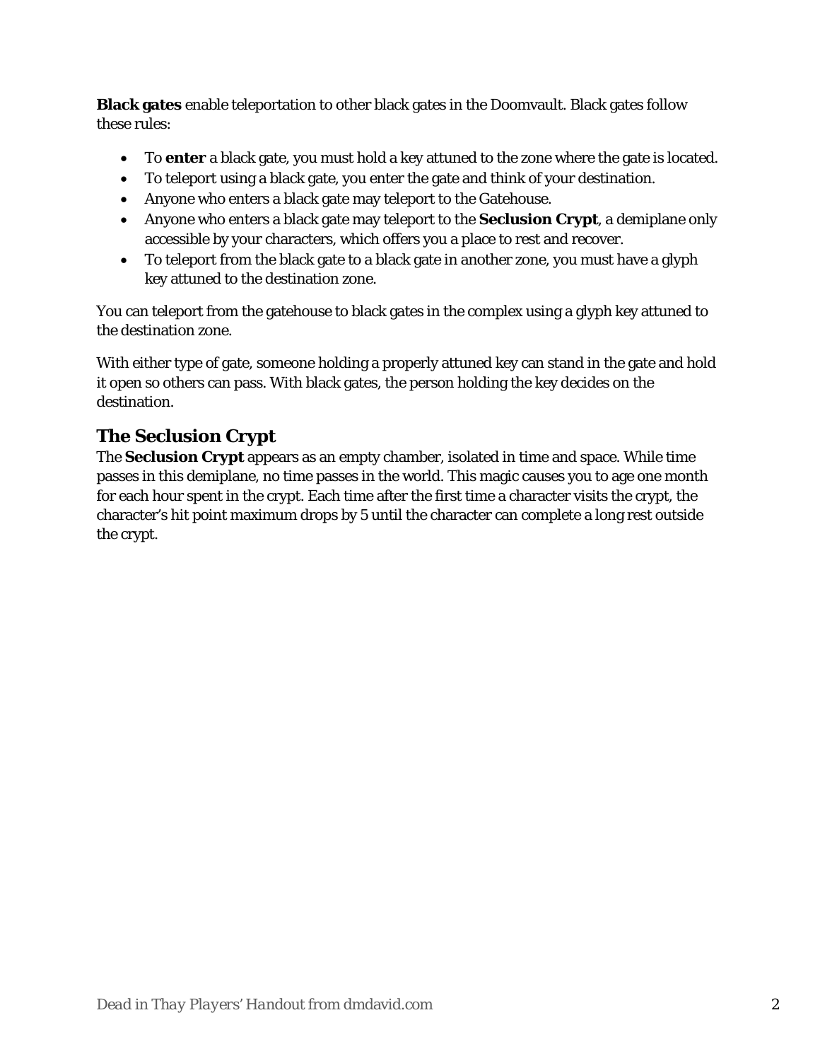**Black gates** enable teleportation to other black gates in the Doomvault. Black gates follow these rules:

- To **enter** a black gate, you must hold a key attuned to the zone where the gate is located.
- To teleport using a black gate, you enter the gate and think of your destination.
- Anyone who enters a black gate may teleport to the Gatehouse.
- Anyone who enters a black gate may teleport to the **Seclusion Crypt**, a demiplane only accessible by your characters, which offers you a place to rest and recover.
- To teleport from the black gate to a black gate in another zone, you must have a glyph key attuned to the destination zone.

You can teleport from the gatehouse to black gates in the complex using a glyph key attuned to the destination zone.

With either type of gate, someone holding a properly attuned key can stand in the gate and hold it open so others can pass. With black gates, the person holding the key decides on the destination.

## The Seclusion Crypt

The **Seclusion Crypt** appears as an empty chamber, isolated in time and space. While time passes in this demiplane, no time passes in the world. This magic causes you to age one month for each hour spent in the crypt. Each time after the first time a character visits the crypt, the character's hit point maximum drops by 5 until the character can complete a long rest outside the crypt.